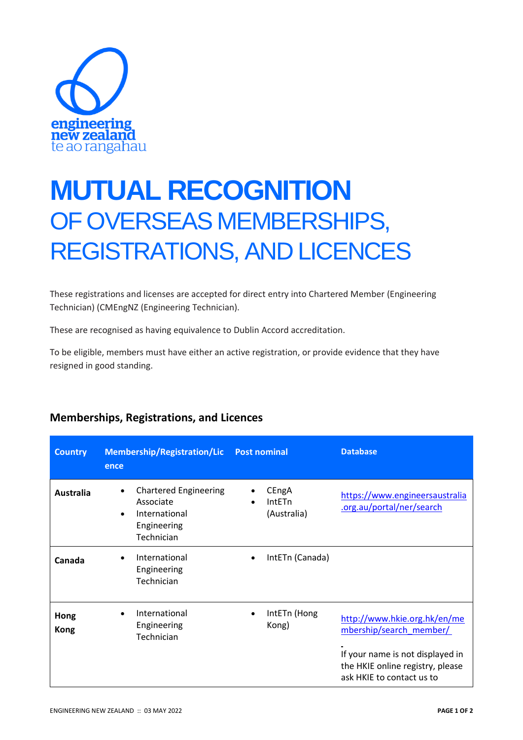engineering new zealand
te ao rangahau

# MUTUAL RECOGNITION
## OF OVERSEAS MEMBERSHIPS, REGISTRATIONS, AND LICENCES

These registrations and licenses are accepted for direct entry into Chartered Member (Engineering Technician) (CMEngNZ (Engineering Technician).

These are recognised as having equivalence to Dublin Accord accreditation.

To be eligible, members must have either an active registration, or provide evidence that they have resigned in good standing.

### Memberships, Registrations, and Licences

| Country | Membership/Registration/Licence | Post nominal | Database |
|---|---|---|---|
| **Australia** | • Chartered Engineering Associate<br>• International Engineering Technician | • CEngA<br>• IntETn (Australia) | https://www.engineersaustralia.org.au/portal/ner/search |
| **Canada** | • International Engineering Technician | • IntETn (Canada) | |
| **Hong Kong** | • International Engineering Technician | • IntETn (Hong Kong) | http://www.hkie.org.hk/en/membership/search_member/<br>-<br>If your name is not displayed in the HKIE online registry, please ask HKIE to contact us to |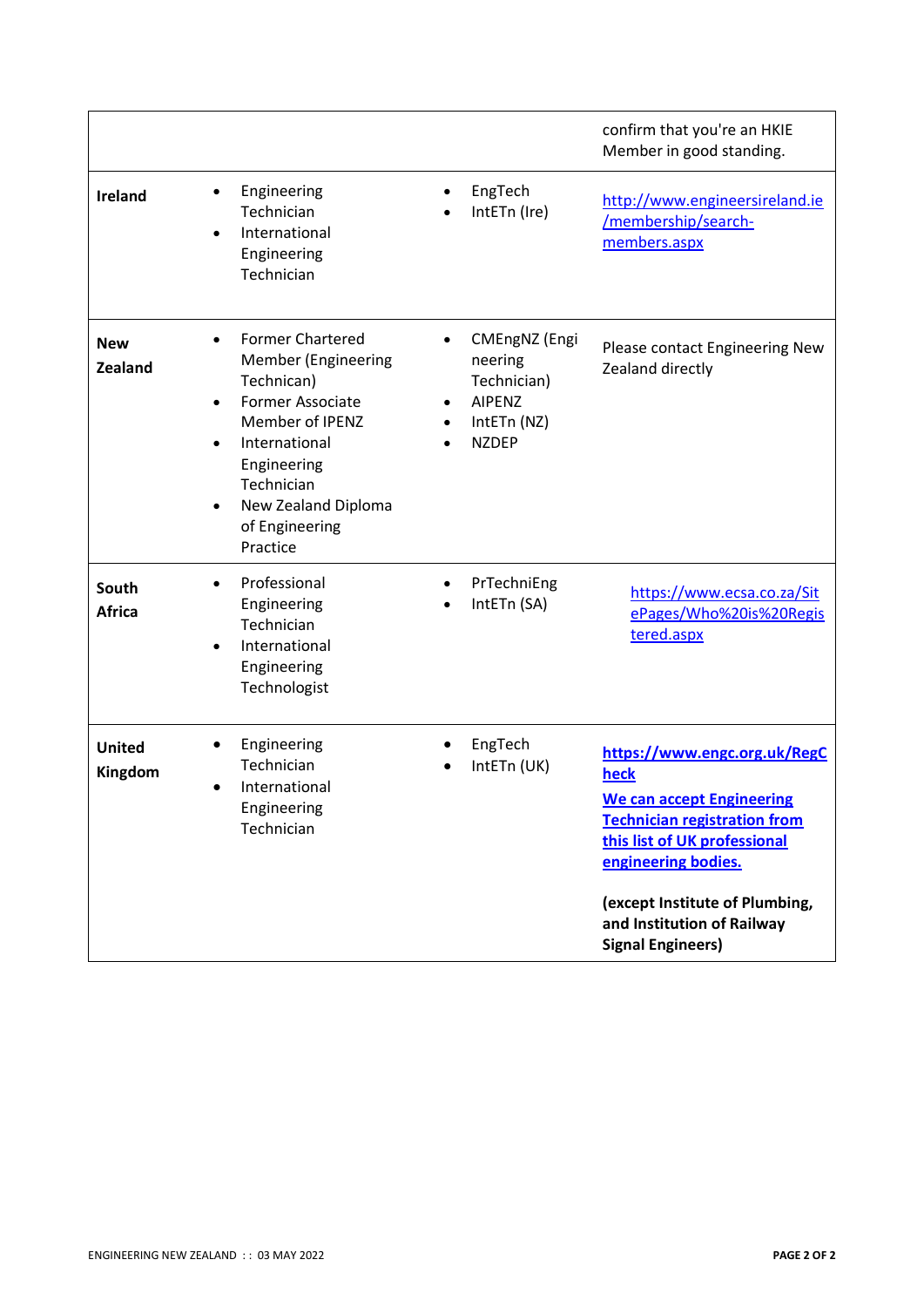| | | | |
|---|---|---|---|
| | | | confirm that you're an HKIE Member in good standing. |
| **Ireland** | • Engineering Technician<br>• International Engineering Technician | • EngTech<br>• IntETn (Ire) | http://www.engineersireland.ie/membership/search-members.aspx |
| **New Zealand** | • Former Chartered Member (Engineering Technican)<br>• Former Associate Member of IPENZ<br>• International Engineering Technician<br>• New Zealand Diploma of Engineering Practice | • CMEngNZ (Engineering Technician)<br>• AIPENZ<br>• IntETn (NZ)<br>• NZDEP | Please contact Engineering New Zealand directly |
| **South Africa** | • Professional Engineering Technician<br>• International Engineering Technologist | • PrTechniEng<br>• IntETn (SA) | https://www.ecsa.co.za/SitePages/Who%20is%20Registered.aspx |
| **United Kingdom** | • Engineering Technician<br>• International Engineering Technician | • EngTech<br>• IntETn (UK) | **https://www.engc.org.uk/RegCheck**<br>**We can accept Engineering Technician registration from this list of UK professional engineering bodies.**<br><br>**(except Institute of Plumbing, and Institution of Railway Signal Engineers)** |